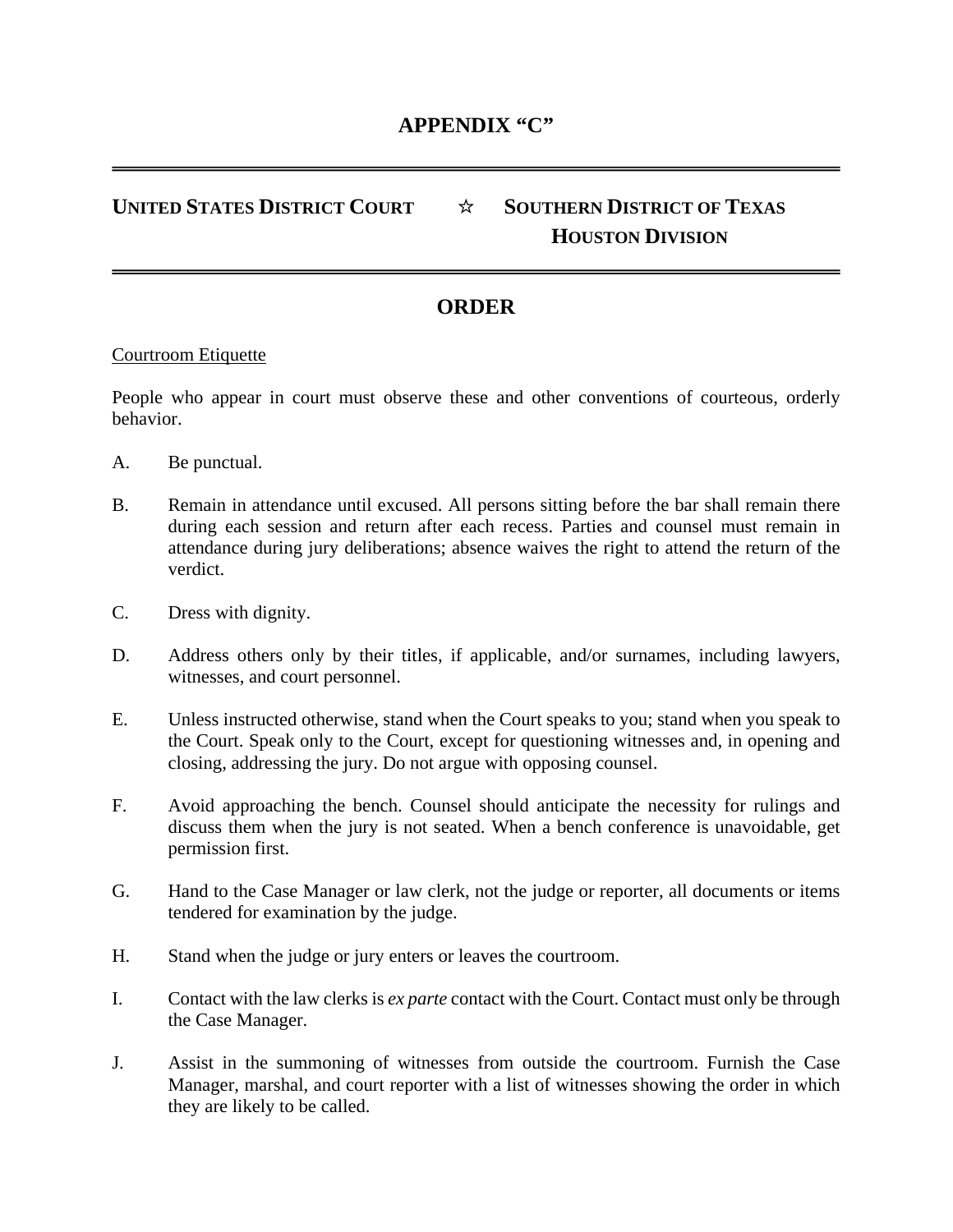# APPENDIX "C"

**UNITED STATES DISTRICT COURT ☆ SOUTHERN DISTRICT OF TEXAS**
**HOUSTON DIVISION**

## ORDER

<u>Courtroom Etiquette</u>

People who appear in court must observe these and other conventions of courteous, orderly behavior.

A. Be punctual.

B. Remain in attendance until excused. All persons sitting before the bar shall remain there during each session and return after each recess. Parties and counsel must remain in attendance during jury deliberations; absence waives the right to attend the return of the verdict.

C. Dress with dignity.

D. Address others only by their titles, if applicable, and/or surnames, including lawyers, witnesses, and court personnel.

E. Unless instructed otherwise, stand when the Court speaks to you; stand when you speak to the Court. Speak only to the Court, except for questioning witnesses and, in opening and closing, addressing the jury. Do not argue with opposing counsel.

F. Avoid approaching the bench. Counsel should anticipate the necessity for rulings and discuss them when the jury is not seated. When a bench conference is unavoidable, get permission first.

G. Hand to the Case Manager or law clerk, not the judge or reporter, all documents or items tendered for examination by the judge.

H. Stand when the judge or jury enters or leaves the courtroom.

I. Contact with the law clerks is *ex parte* contact with the Court. Contact must only be through the Case Manager.

J. Assist in the summoning of witnesses from outside the courtroom. Furnish the Case Manager, marshal, and court reporter with a list of witnesses showing the order in which they are likely to be called.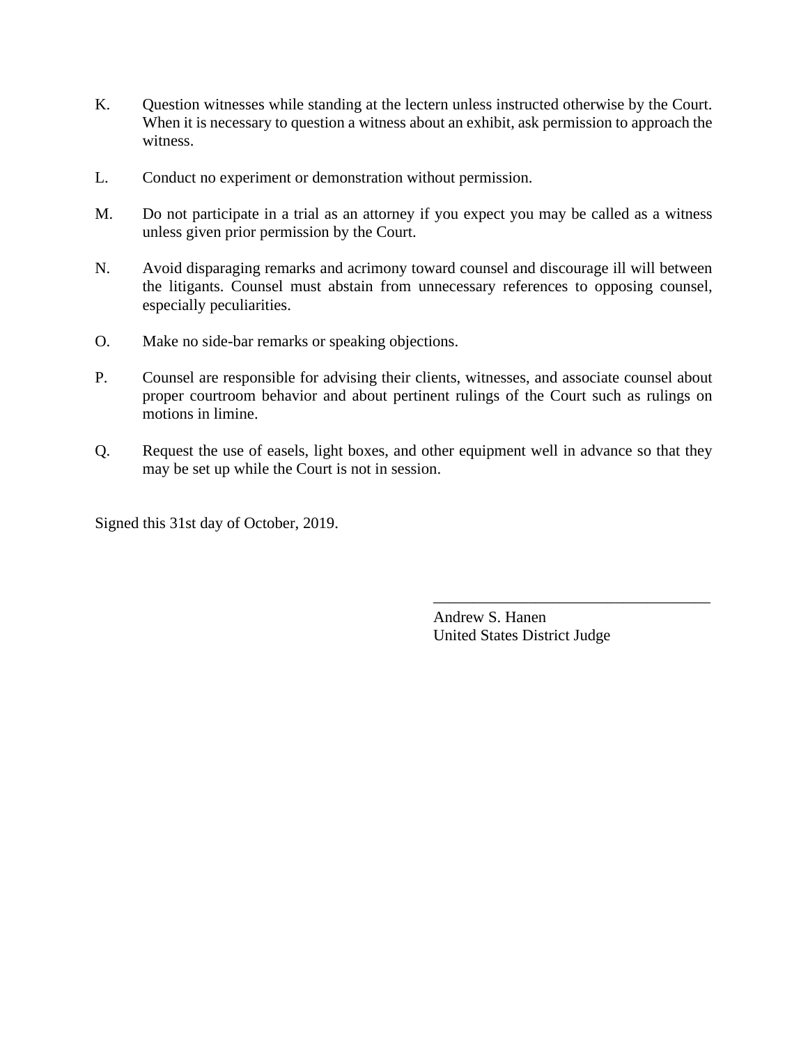K. Question witnesses while standing at the lectern unless instructed otherwise by the Court. When it is necessary to question a witness about an exhibit, ask permission to approach the witness.

L. Conduct no experiment or demonstration without permission.

M. Do not participate in a trial as an attorney if you expect you may be called as a witness unless given prior permission by the Court.

N. Avoid disparaging remarks and acrimony toward counsel and discourage ill will between the litigants. Counsel must abstain from unnecessary references to opposing counsel, especially peculiarities.

O. Make no side-bar remarks or speaking objections.

P. Counsel are responsible for advising their clients, witnesses, and associate counsel about proper courtroom behavior and about pertinent rulings of the Court such as rulings on motions in limine.

Q. Request the use of easels, light boxes, and other equipment well in advance so that they may be set up while the Court is not in session.

Signed this 31st day of October, 2019.

\_\_\_\_\_\_\_\_\_\_\_\_\_\_\_\_\_\_\_\_\_\_\_\_\_\_\_\_\_\_\_\_\_\_\_\_

Andrew S. Hanen
United States District Judge